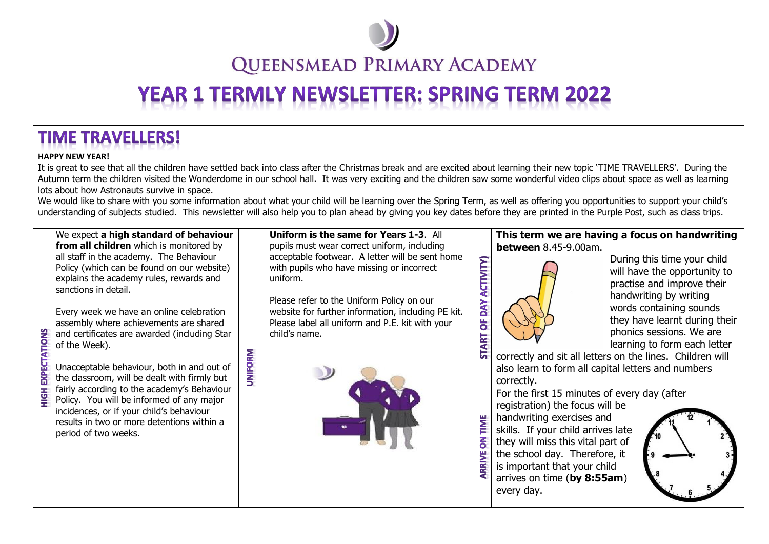# Queensmead Primary Academy

# YEAR 1 TERMLY NEWSLETTER: SPRING TERM 2022

## TIME TRAVELLERS!

**HAPPY NEW YEAR!**

It is great to see that all the children have settled back into class after the Christmas break and are excited about learning their new topic 'TIME TRAVELLERS'. During the Autumn term the children visited the Wonderdome in our school hall. It was very exciting and the children saw some wonderful video clips about space as well as learning lots about how Astronauts survive in space.

We would like to share with you some information about what your child will be learning over the Spring Term, as well as offering you opportunities to support your child's understanding of subjects studied. This newsletter will also help you to plan ahead by giving you key dates before they are printed in the Purple Post, such as class trips.

### HIGH EXPECTATIONS

We expect **a high standard of behaviour from all children** which is monitored by all staff in the academy. The Behaviour Policy (which can be found on our website) explains the academy rules, rewards and sanctions in detail.

Every week we have an online celebration assembly where achievements are shared and certificates are awarded (including Star of the Week).

Unacceptable behaviour, both in and out of the classroom, will be dealt with firmly but fairly according to the academy's Behaviour Policy. You will be informed of any major incidences, or if your child's behaviour results in two or more detentions within a period of two weeks.

### UNIFORM

**Uniform is the same for Years 1-3**. All pupils must wear correct uniform, including acceptable footwear. A letter will be sent home with pupils who have missing or incorrect uniform.

Please refer to the Uniform Policy on our website for further information, including PE kit. Please label all uniform and P.E. kit with your child's name.

### START OF DAY ACTIVITY)

**This term we are having a focus on handwriting between** 8.45-9.00am.

During this time your child will have the opportunity to practise and improve their handwriting by writing words containing sounds they have learnt during their phonics sessions. We are learning to form each letter correctly and sit all letters on the lines. Children will also learn to form all capital letters and numbers correctly.

### ARRIVE ON TIME

For the first 15 minutes of every day (after registration) the focus will be handwriting exercises and skills. If your child arrives late they will miss this vital part of the school day. Therefore, it is important that your child arrives on time (**by 8:55am**) every day.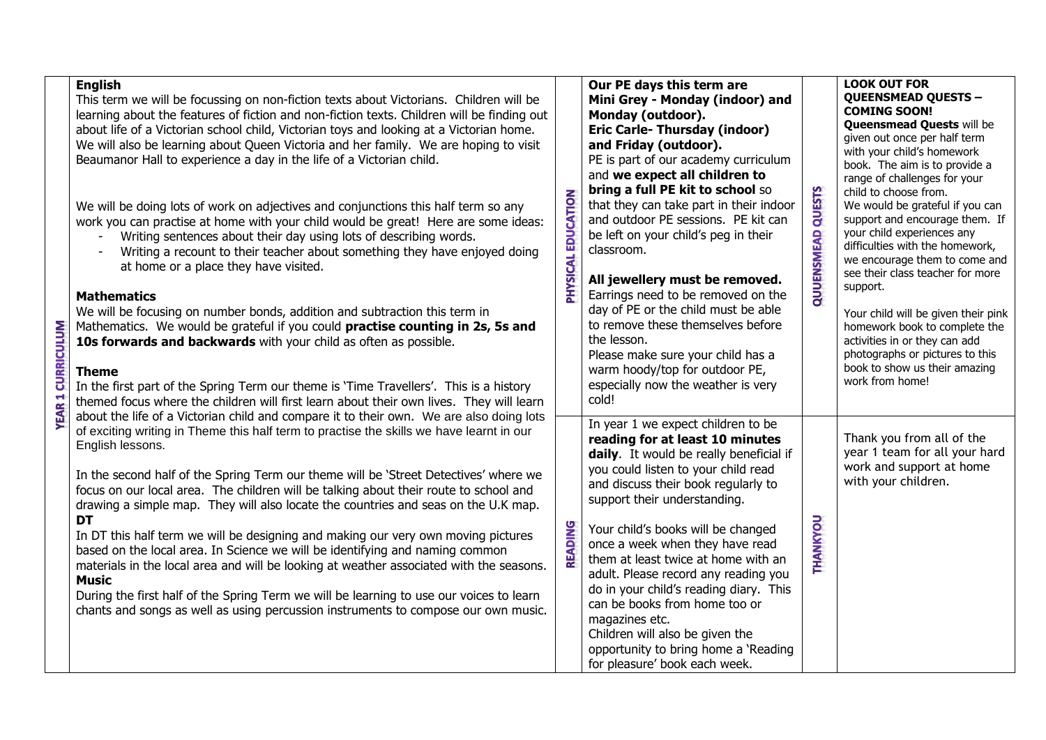## YEAR 1 CURRICULUM

### English

This term we will be focussing on non-fiction texts about Victorians. Children will be learning about the features of fiction and non-fiction texts. Children will be finding out about life of a Victorian school child, Victorian toys and looking at a Victorian home. We will also be learning about Queen Victoria and her family. We are hoping to visit Beaumanor Hall to experience a day in the life of a Victorian child.

We will be doing lots of work on adjectives and conjunctions this half term so any work you can practise at home with your child would be great! Here are some ideas:

- Writing sentences about their day using lots of describing words.
- Writing a recount to their teacher about something they have enjoyed doing at home or a place they have visited.

### Mathematics

We will be focusing on number bonds, addition and subtraction this term in Mathematics. We would be grateful if you could **practise counting in 2s, 5s and 10s forwards and backwards** with your child as often as possible.

### Theme

In the first part of the Spring Term our theme is 'Time Travellers'. This is a history themed focus where the children will first learn about their own lives. They will learn about the life of a Victorian child and compare it to their own. We are also doing lots of exciting writing in Theme this half term to practise the skills we have learnt in our English lessons.

In the second half of the Spring Term our theme will be 'Street Detectives' where we focus on our local area. The children will be talking about their route to school and drawing a simple map. They will also locate the countries and seas on the U.K map.

### DT

In DT this half term we will be designing and making our very own moving pictures based on the local area. In Science we will be identifying and naming common materials in the local area and will be looking at weather associated with the seasons.

### Music

During the first half of the Spring Term we will be learning to use our voices to learn chants and songs as well as using percussion instruments to compose our own music.

## PHYSICAL EDUCATION

**Our PE days this term are**
**Mini Grey - Monday (indoor) and Monday (outdoor).**
**Eric Carle- Thursday (indoor) and Friday (outdoor).**
PE is part of our academy curriculum and **we expect all children to bring a full PE kit to school** so that they can take part in their indoor and outdoor PE sessions. PE kit can be left on your child's peg in their classroom.

**All jewellery must be removed.** Earrings need to be removed on the day of PE or the child must be able to remove these themselves before the lesson.
Please make sure your child has a warm hoody/top for outdoor PE, especially now the weather is very cold!

## READING

In year 1 we expect children to be **reading for at least 10 minutes daily**. It would be really beneficial if you could listen to your child read and discuss their book regularly to support their understanding.

Your child's books will be changed once a week when they have read them at least twice at home with an adult. Please record any reading you do in your child's reading diary. This can be books from home too or magazines etc.
Children will also be given the opportunity to bring home a 'Reading for pleasure' book each week.

## QUUENSMEAD QUESTS

**LOOK OUT FOR QUEENSMEAD QUESTS – COMING SOON!**
**Queensmead Quests** will be given out once per half term with your child's homework book. The aim is to provide a range of challenges for your child to choose from.
We would be grateful if you can support and encourage them. If your child experiences any difficulties with the homework, we encourage them to come and see their class teacher for more support.

Your child will be given their pink homework book to complete the activities in or they can add photographs or pictures to this book to show us their amazing work from home!

## THANKYOU

Thank you from all of the year 1 team for all your hard work and support at home with your children.